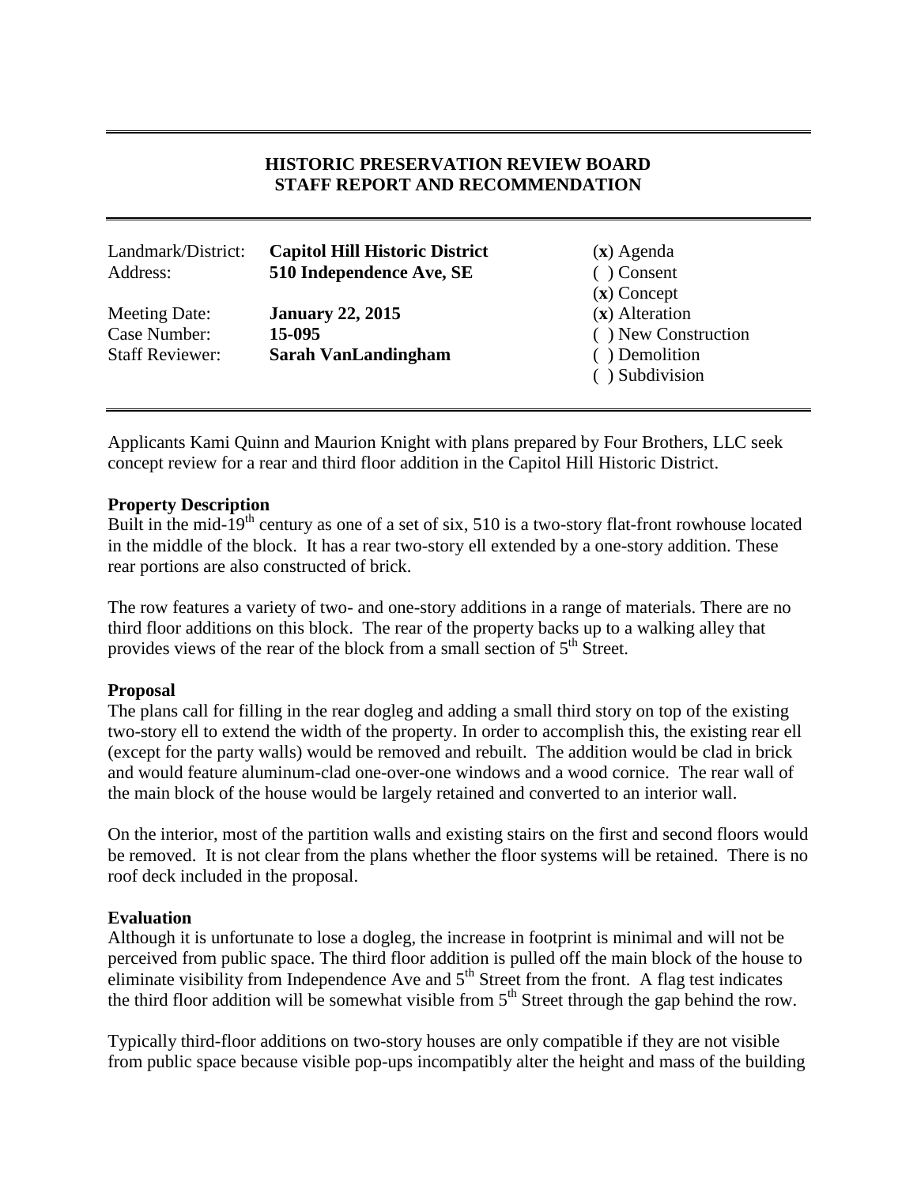# HISTORIC PRESERVATION REVIEW BOARD
# STAFF REPORT AND RECOMMENDATION

| | | |
|---|---|---|
| Landmark/District: | **Capitol Hill Historic District** | (**x**) Agenda |
| Address: | **510 Independence Ave, SE** | ( ) Consent |
| | | (**x**) Concept |
| Meeting Date: | **January 22, 2015** | (**x**) Alteration |
| Case Number: | **15-095** | ( ) New Construction |
| Staff Reviewer: | **Sarah VanLandingham** | ( ) Demolition |
| | | ( ) Subdivision |

Applicants Kami Quinn and Maurion Knight with plans prepared by Four Brothers, LLC seek concept review for a rear and third floor addition in the Capitol Hill Historic District.

**Property Description**

Built in the mid-19th century as one of a set of six, 510 is a two-story flat-front rowhouse located in the middle of the block. It has a rear two-story ell extended by a one-story addition. These rear portions are also constructed of brick.

The row features a variety of two- and one-story additions in a range of materials. There are no third floor additions on this block. The rear of the property backs up to a walking alley that provides views of the rear of the block from a small section of 5th Street.

**Proposal**

The plans call for filling in the rear dogleg and adding a small third story on top of the existing two-story ell to extend the width of the property. In order to accomplish this, the existing rear ell (except for the party walls) would be removed and rebuilt. The addition would be clad in brick and would feature aluminum-clad one-over-one windows and a wood cornice. The rear wall of the main block of the house would be largely retained and converted to an interior wall.

On the interior, most of the partition walls and existing stairs on the first and second floors would be removed. It is not clear from the plans whether the floor systems will be retained. There is no roof deck included in the proposal.

**Evaluation**

Although it is unfortunate to lose a dogleg, the increase in footprint is minimal and will not be perceived from public space. The third floor addition is pulled off the main block of the house to eliminate visibility from Independence Ave and 5th Street from the front. A flag test indicates the third floor addition will be somewhat visible from 5th Street through the gap behind the row.

Typically third-floor additions on two-story houses are only compatible if they are not visible from public space because visible pop-ups incompatibly alter the height and mass of the building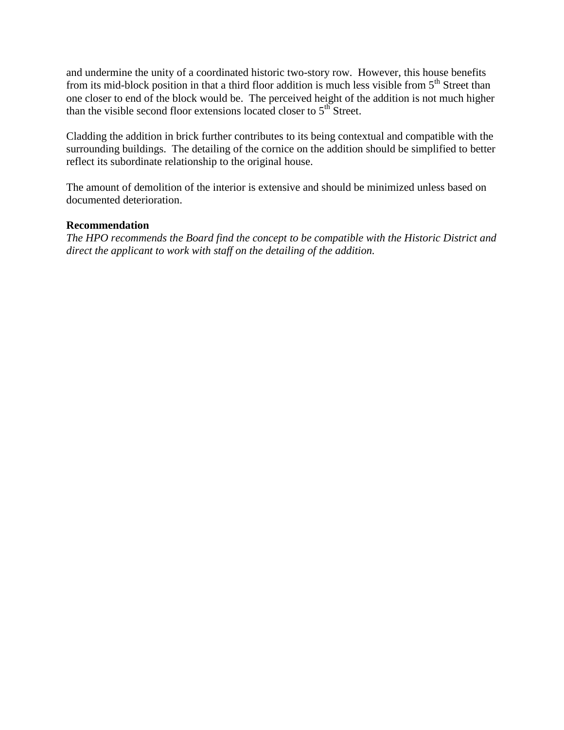and undermine the unity of a coordinated historic two-story row. However, this house benefits from its mid-block position in that a third floor addition is much less visible from 5th Street than one closer to end of the block would be. The perceived height of the addition is not much higher than the visible second floor extensions located closer to 5th Street.

Cladding the addition in brick further contributes to its being contextual and compatible with the surrounding buildings. The detailing of the cornice on the addition should be simplified to better reflect its subordinate relationship to the original house.

The amount of demolition of the interior is extensive and should be minimized unless based on documented deterioration.

**Recommendation**

*The HPO recommends the Board find the concept to be compatible with the Historic District and direct the applicant to work with staff on the detailing of the addition.*